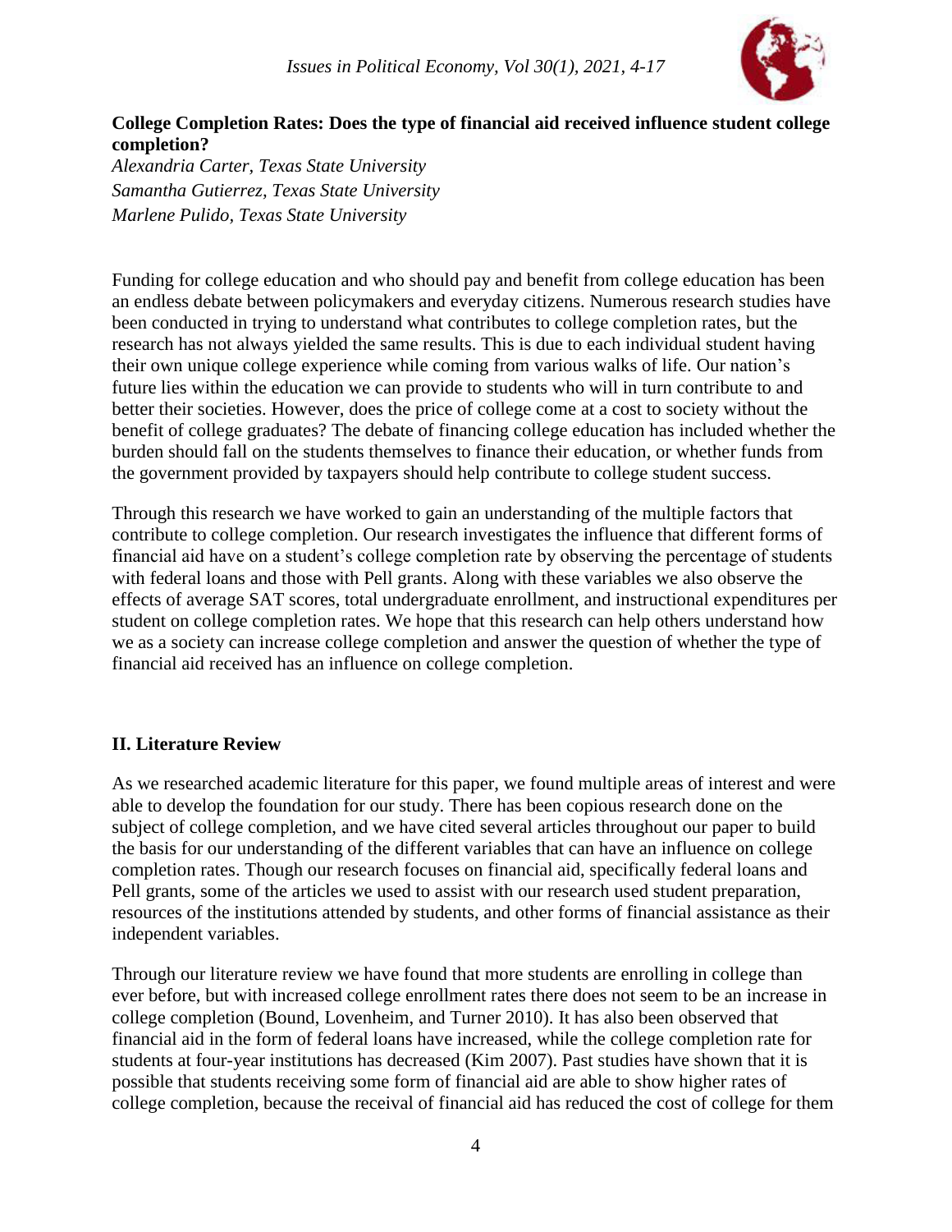**College Completion Rates: Does the type of financial aid received influence student college completion?**

*Alexandria Carter, Texas State University*
*Samantha Gutierrez, Texas State University*
*Marlene Pulido, Texas State University*

Funding for college education and who should pay and benefit from college education has been an endless debate between policymakers and everyday citizens. Numerous research studies have been conducted in trying to understand what contributes to college completion rates, but the research has not always yielded the same results. This is due to each individual student having their own unique college experience while coming from various walks of life. Our nation's future lies within the education we can provide to students who will in turn contribute to and better their societies. However, does the price of college come at a cost to society without the benefit of college graduates? The debate of financing college education has included whether the burden should fall on the students themselves to finance their education, or whether funds from the government provided by taxpayers should help contribute to college student success.

Through this research we have worked to gain an understanding of the multiple factors that contribute to college completion. Our research investigates the influence that different forms of financial aid have on a student's college completion rate by observing the percentage of students with federal loans and those with Pell grants. Along with these variables we also observe the effects of average SAT scores, total undergraduate enrollment, and instructional expenditures per student on college completion rates. We hope that this research can help others understand how we as a society can increase college completion and answer the question of whether the type of financial aid received has an influence on college completion.

## II. Literature Review

As we researched academic literature for this paper, we found multiple areas of interest and were able to develop the foundation for our study. There has been copious research done on the subject of college completion, and we have cited several articles throughout our paper to build the basis for our understanding of the different variables that can have an influence on college completion rates. Though our research focuses on financial aid, specifically federal loans and Pell grants, some of the articles we used to assist with our research used student preparation, resources of the institutions attended by students, and other forms of financial assistance as their independent variables.

Through our literature review we have found that more students are enrolling in college than ever before, but with increased college enrollment rates there does not seem to be an increase in college completion (Bound, Lovenheim, and Turner 2010). It has also been observed that financial aid in the form of federal loans have increased, while the college completion rate for students at four-year institutions has decreased (Kim 2007). Past studies have shown that it is possible that students receiving some form of financial aid are able to show higher rates of college completion, because the receival of financial aid has reduced the cost of college for them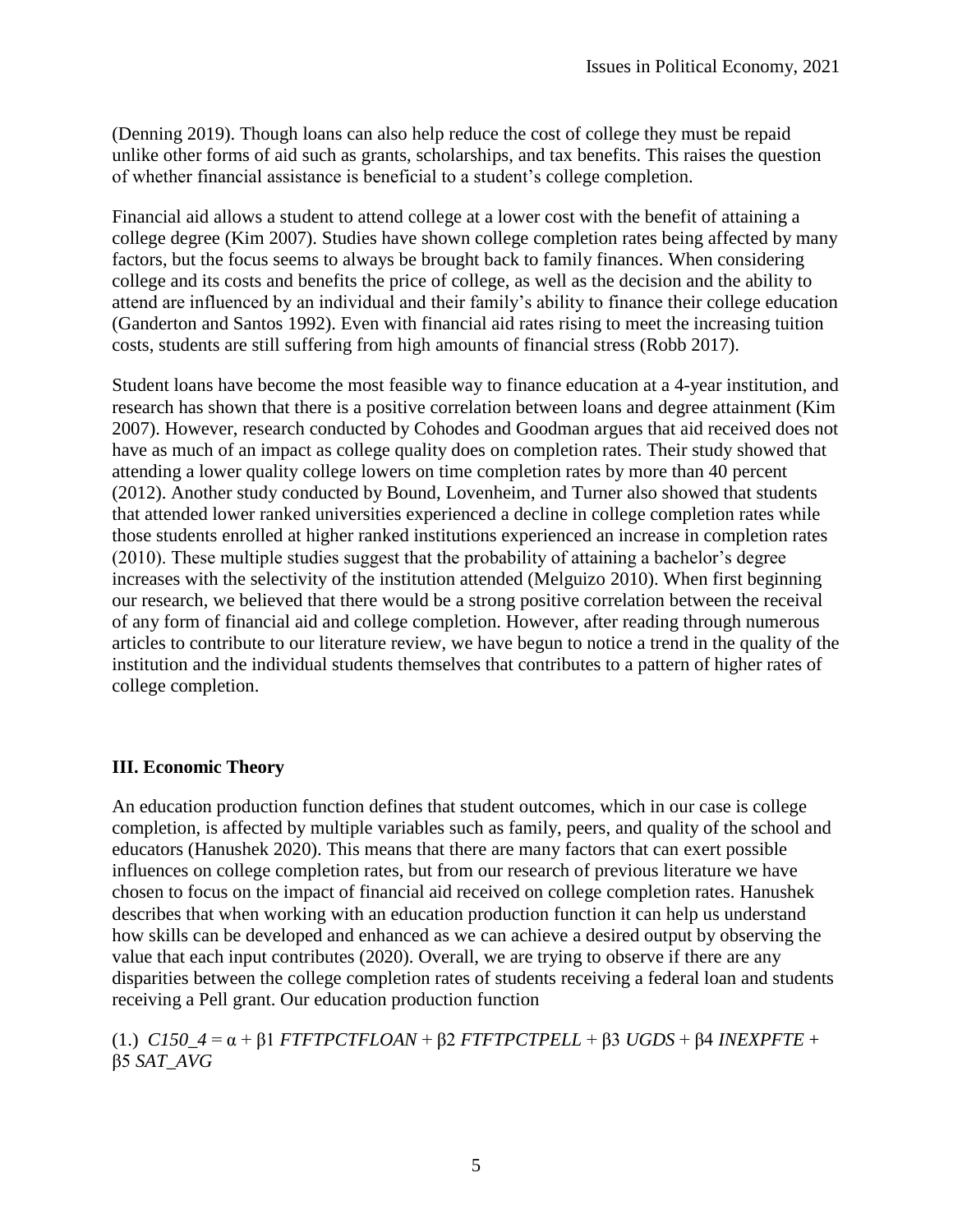(Denning 2019). Though loans can also help reduce the cost of college they must be repaid unlike other forms of aid such as grants, scholarships, and tax benefits. This raises the question of whether financial assistance is beneficial to a student's college completion.

Financial aid allows a student to attend college at a lower cost with the benefit of attaining a college degree (Kim 2007). Studies have shown college completion rates being affected by many factors, but the focus seems to always be brought back to family finances. When considering college and its costs and benefits the price of college, as well as the decision and the ability to attend are influenced by an individual and their family's ability to finance their college education (Ganderton and Santos 1992). Even with financial aid rates rising to meet the increasing tuition costs, students are still suffering from high amounts of financial stress (Robb 2017).

Student loans have become the most feasible way to finance education at a 4-year institution, and research has shown that there is a positive correlation between loans and degree attainment (Kim 2007). However, research conducted by Cohodes and Goodman argues that aid received does not have as much of an impact as college quality does on completion rates. Their study showed that attending a lower quality college lowers on time completion rates by more than 40 percent (2012). Another study conducted by Bound, Lovenheim, and Turner also showed that students that attended lower ranked universities experienced a decline in college completion rates while those students enrolled at higher ranked institutions experienced an increase in completion rates (2010). These multiple studies suggest that the probability of attaining a bachelor's degree increases with the selectivity of the institution attended (Melguizo 2010). When first beginning our research, we believed that there would be a strong positive correlation between the receival of any form of financial aid and college completion. However, after reading through numerous articles to contribute to our literature review, we have begun to notice a trend in the quality of the institution and the individual students themselves that contributes to a pattern of higher rates of college completion.

## III. Economic Theory

An education production function defines that student outcomes, which in our case is college completion, is affected by multiple variables such as family, peers, and quality of the school and educators (Hanushek 2020). This means that there are many factors that can exert possible influences on college completion rates, but from our research of previous literature we have chosen to focus on the impact of financial aid received on college completion rates. Hanushek describes that when working with an education production function it can help us understand how skills can be developed and enhanced as we can achieve a desired output by observing the value that each input contributes (2020). Overall, we are trying to observe if there are any disparities between the college completion rates of students receiving a federal loan and students receiving a Pell grant. Our education production function

(1.) $C150\_4 = \alpha + \beta 1\ FTFTPCTFLOAN + \beta 2\ FTFTPCTPELL + \beta 3\ UGDS + \beta 4\ INEXPFTE + \beta 5\ SAT\_AVG$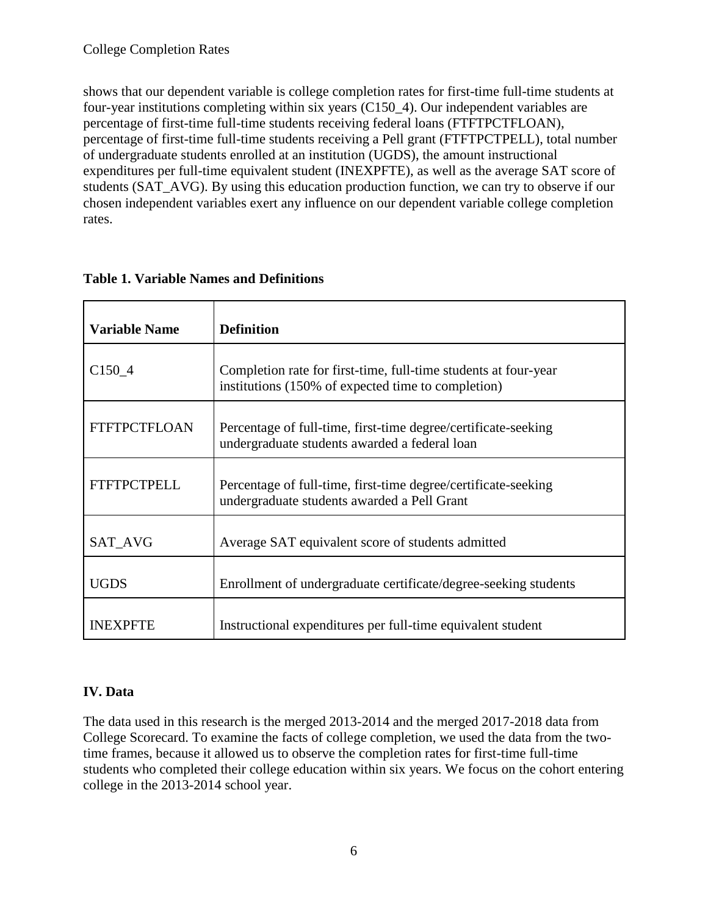shows that our dependent variable is college completion rates for first-time full-time students at four-year institutions completing within six years (C150_4). Our independent variables are percentage of first-time full-time students receiving federal loans (FTFTPCTFLOAN), percentage of first-time full-time students receiving a Pell grant (FTFTPCTPELL), total number of undergraduate students enrolled at an institution (UGDS), the amount instructional expenditures per full-time equivalent student (INEXPFTE), as well as the average SAT score of students (SAT_AVG). By using this education production function, we can try to observe if our chosen independent variables exert any influence on our dependent variable college completion rates.

**Table 1. Variable Names and Definitions**

| Variable Name | Definition |
|---|---|
| C150_4 | Completion rate for first-time, full-time students at four-year institutions (150% of expected time to completion) |
| FTFTPCTFLOAN | Percentage of full-time, first-time degree/certificate-seeking undergraduate students awarded a federal loan |
| FTFTPCTPELL | Percentage of full-time, first-time degree/certificate-seeking undergraduate students awarded a Pell Grant |
| SAT_AVG | Average SAT equivalent score of students admitted |
| UGDS | Enrollment of undergraduate certificate/degree-seeking students |
| INEXPFTE | Instructional expenditures per full-time equivalent student |

## IV. Data

The data used in this research is the merged 2013-2014 and the merged 2017-2018 data from College Scorecard. To examine the facts of college completion, we used the data from the two-time frames, because it allowed us to observe the completion rates for first-time full-time students who completed their college education within six years. We focus on the cohort entering college in the 2013-2014 school year.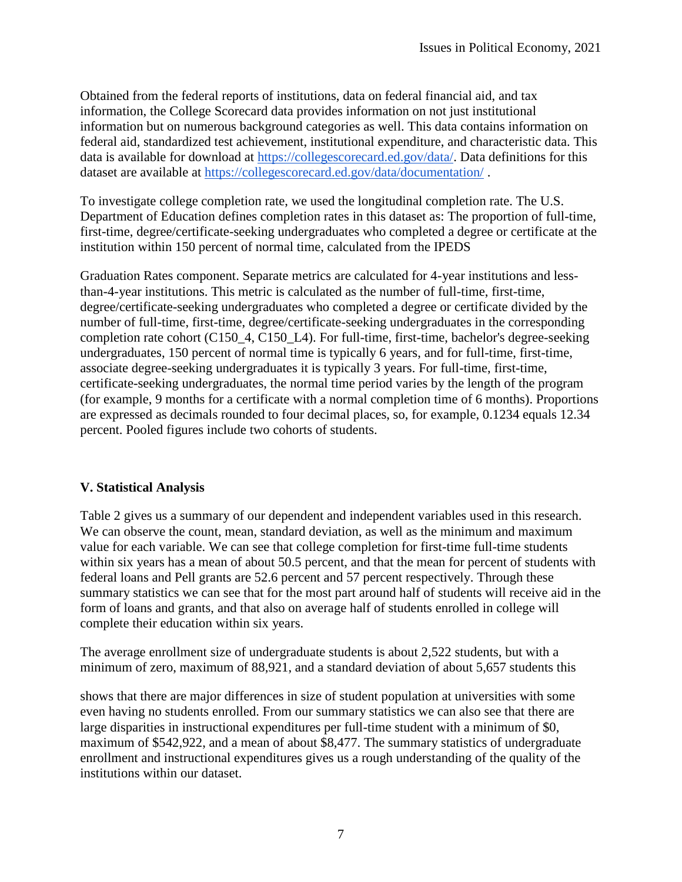Obtained from the federal reports of institutions, data on federal financial aid, and tax information, the College Scorecard data provides information on not just institutional information but on numerous background categories as well. This data contains information on federal aid, standardized test achievement, institutional expenditure, and characteristic data. This data is available for download at https://collegescorecard.ed.gov/data/. Data definitions for this dataset are available at https://collegescorecard.ed.gov/data/documentation/ .

To investigate college completion rate, we used the longitudinal completion rate. The U.S. Department of Education defines completion rates in this dataset as: The proportion of full-time, first-time, degree/certificate-seeking undergraduates who completed a degree or certificate at the institution within 150 percent of normal time, calculated from the IPEDS

Graduation Rates component. Separate metrics are calculated for 4-year institutions and less-than-4-year institutions. This metric is calculated as the number of full-time, first-time, degree/certificate-seeking undergraduates who completed a degree or certificate divided by the number of full-time, first-time, degree/certificate-seeking undergraduates in the corresponding completion rate cohort (C150_4, C150_L4). For full-time, first-time, bachelor's degree-seeking undergraduates, 150 percent of normal time is typically 6 years, and for full-time, first-time, associate degree-seeking undergraduates it is typically 3 years. For full-time, first-time, certificate-seeking undergraduates, the normal time period varies by the length of the program (for example, 9 months for a certificate with a normal completion time of 6 months). Proportions are expressed as decimals rounded to four decimal places, so, for example, 0.1234 equals 12.34 percent. Pooled figures include two cohorts of students.

## V. Statistical Analysis

Table 2 gives us a summary of our dependent and independent variables used in this research. We can observe the count, mean, standard deviation, as well as the minimum and maximum value for each variable. We can see that college completion for first-time full-time students within six years has a mean of about 50.5 percent, and that the mean for percent of students with federal loans and Pell grants are 52.6 percent and 57 percent respectively. Through these summary statistics we can see that for the most part around half of students will receive aid in the form of loans and grants, and that also on average half of students enrolled in college will complete their education within six years.

The average enrollment size of undergraduate students is about 2,522 students, but with a minimum of zero, maximum of 88,921, and a standard deviation of about 5,657 students this

shows that there are major differences in size of student population at universities with some even having no students enrolled. From our summary statistics we can also see that there are large disparities in instructional expenditures per full-time student with a minimum of $0, maximum of $542,922, and a mean of about $8,477. The summary statistics of undergraduate enrollment and instructional expenditures gives us a rough understanding of the quality of the institutions within our dataset.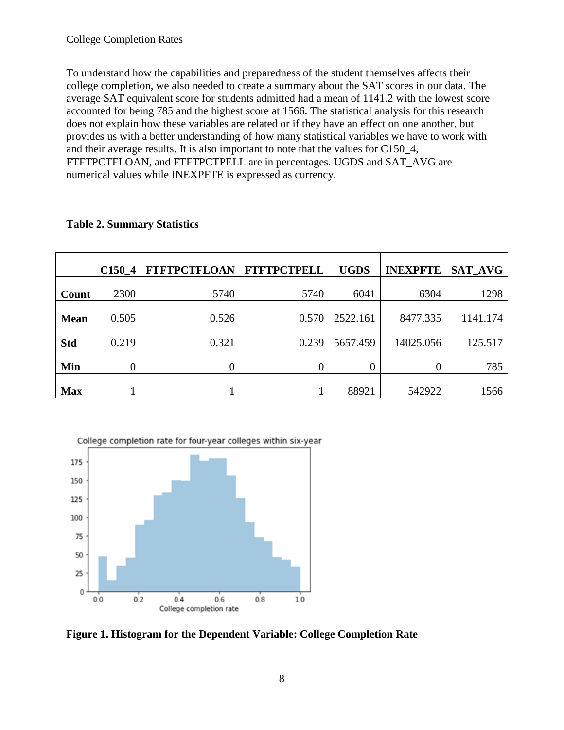To understand how the capabilities and preparedness of the student themselves affects their college completion, we also needed to create a summary about the SAT scores in our data. The average SAT equivalent score for students admitted had a mean of 1141.2 with the lowest score accounted for being 785 and the highest score at 1566. The statistical analysis for this research does not explain how these variables are related or if they have an effect on one another, but provides us with a better understanding of how many statistical variables we have to work with and their average results. It is also important to note that the values for C150_4, FTFTPCTFLOAN, and FTFTPCTPELL are in percentages. UGDS and SAT_AVG are numerical values while INEXPFTE is expressed as currency.

**Table 2. Summary Statistics**

| | C150_4 | FTFTPCTFLOAN | FTFTPCTPELL | UGDS | INEXPFTE | SAT_AVG |
|---|---|---|---|---|---|---|
| **Count** | 2300 | 5740 | 5740 | 6041 | 6304 | 1298 |
| **Mean** | 0.505 | 0.526 | 0.570 | 2522.161 | 8477.335 | 1141.174 |
| **Std** | 0.219 | 0.321 | 0.239 | 5657.459 | 14025.056 | 125.517 |
| **Min** | 0 | 0 | 0 | 0 | 0 | 785 |
| **Max** | 1 | 1 | 1 | 88921 | 542922 | 1566 |

**Figure 1. Histogram for the Dependent Variable: College Completion Rate**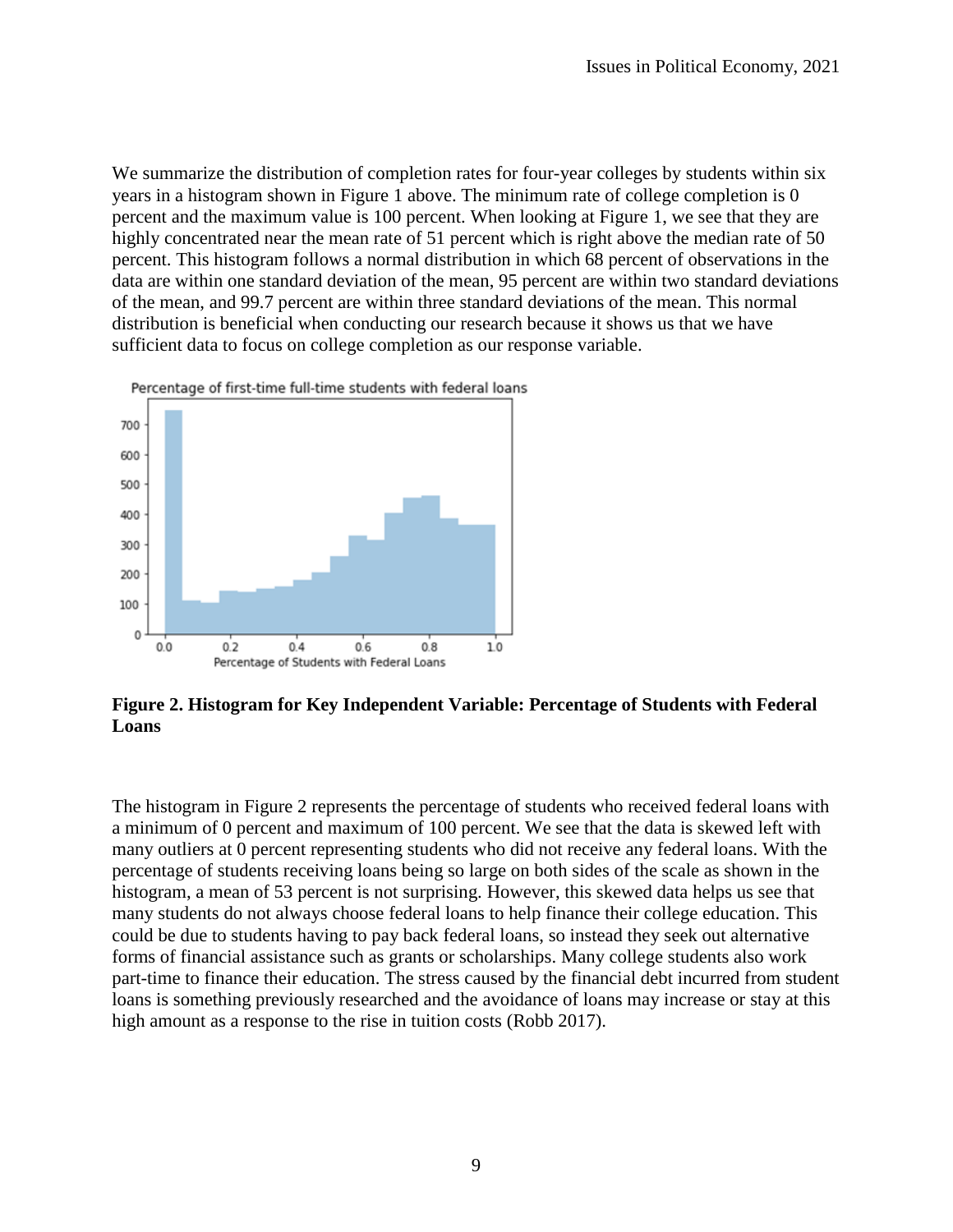We summarize the distribution of completion rates for four-year colleges by students within six years in a histogram shown in Figure 1 above. The minimum rate of college completion is 0 percent and the maximum value is 100 percent. When looking at Figure 1, we see that they are highly concentrated near the mean rate of 51 percent which is right above the median rate of 50 percent. This histogram follows a normal distribution in which 68 percent of observations in the data are within one standard deviation of the mean, 95 percent are within two standard deviations of the mean, and 99.7 percent are within three standard deviations of the mean. This normal distribution is beneficial when conducting our research because it shows us that we have sufficient data to focus on college completion as our response variable.

**Figure 2. Histogram for Key Independent Variable: Percentage of Students with Federal Loans**

The histogram in Figure 2 represents the percentage of students who received federal loans with a minimum of 0 percent and maximum of 100 percent. We see that the data is skewed left with many outliers at 0 percent representing students who did not receive any federal loans. With the percentage of students receiving loans being so large on both sides of the scale as shown in the histogram, a mean of 53 percent is not surprising. However, this skewed data helps us see that many students do not always choose federal loans to help finance their college education. This could be due to students having to pay back federal loans, so instead they seek out alternative forms of financial assistance such as grants or scholarships. Many college students also work part-time to finance their education. The stress caused by the financial debt incurred from student loans is something previously researched and the avoidance of loans may increase or stay at this high amount as a response to the rise in tuition costs (Robb 2017).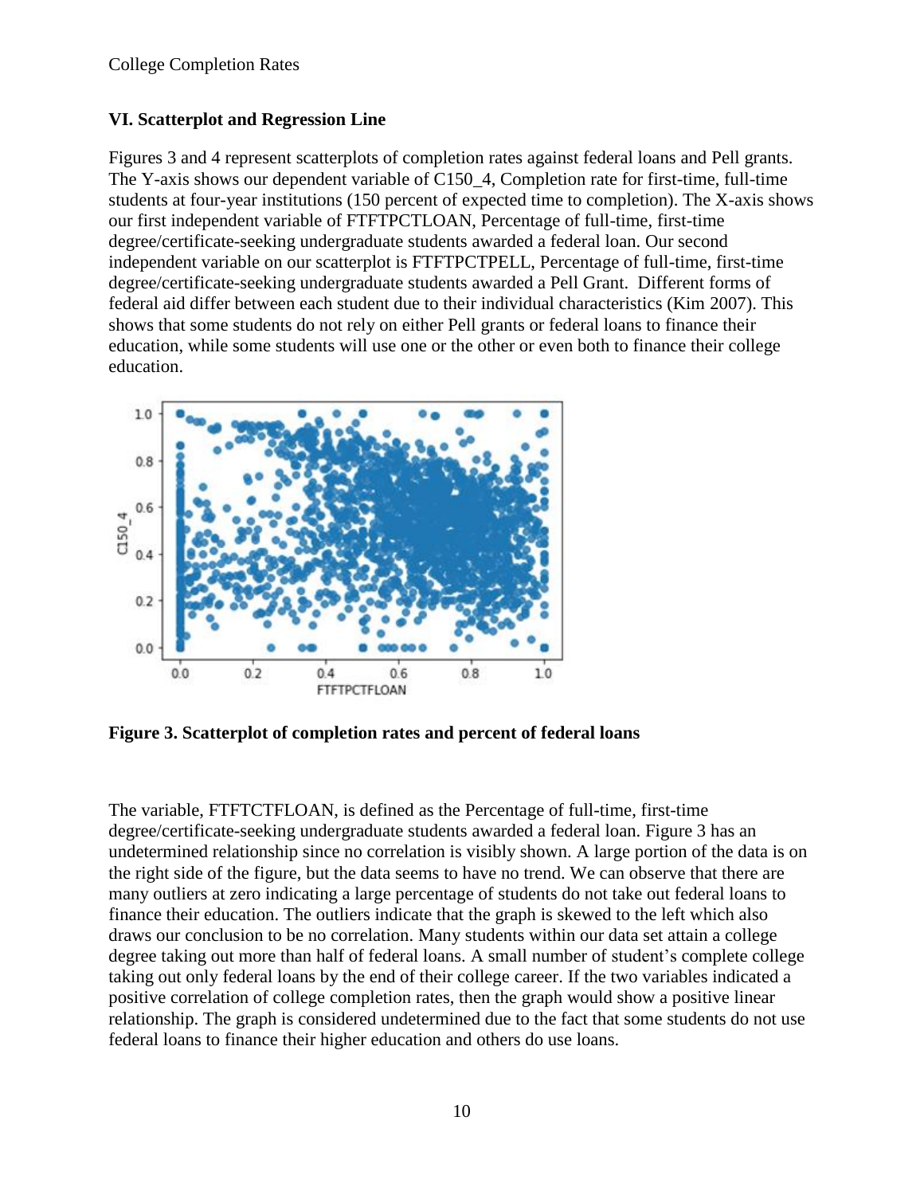### VI. Scatterplot and Regression Line

Figures 3 and 4 represent scatterplots of completion rates against federal loans and Pell grants. The Y-axis shows our dependent variable of C150_4, Completion rate for first-time, full-time students at four-year institutions (150 percent of expected time to completion). The X-axis shows our first independent variable of FTFTPCTLOAN, Percentage of full-time, first-time degree/certificate-seeking undergraduate students awarded a federal loan. Our second independent variable on our scatterplot is FTFTPCTPELL, Percentage of full-time, first-time degree/certificate-seeking undergraduate students awarded a Pell Grant. Different forms of federal aid differ between each student due to their individual characteristics (Kim 2007). This shows that some students do not rely on either Pell grants or federal loans to finance their education, while some students will use one or the other or even both to finance their college education.

**Figure 3. Scatterplot of completion rates and percent of federal loans**

The variable, FTFTCTFLOAN, is defined as the Percentage of full-time, first-time degree/certificate-seeking undergraduate students awarded a federal loan. Figure 3 has an undetermined relationship since no correlation is visibly shown. A large portion of the data is on the right side of the figure, but the data seems to have no trend. We can observe that there are many outliers at zero indicating a large percentage of students do not take out federal loans to finance their education. The outliers indicate that the graph is skewed to the left which also draws our conclusion to be no correlation. Many students within our data set attain a college degree taking out more than half of federal loans. A small number of student's complete college taking out only federal loans by the end of their college career. If the two variables indicated a positive correlation of college completion rates, then the graph would show a positive linear relationship. The graph is considered undetermined due to the fact that some students do not use federal loans to finance their higher education and others do use loans.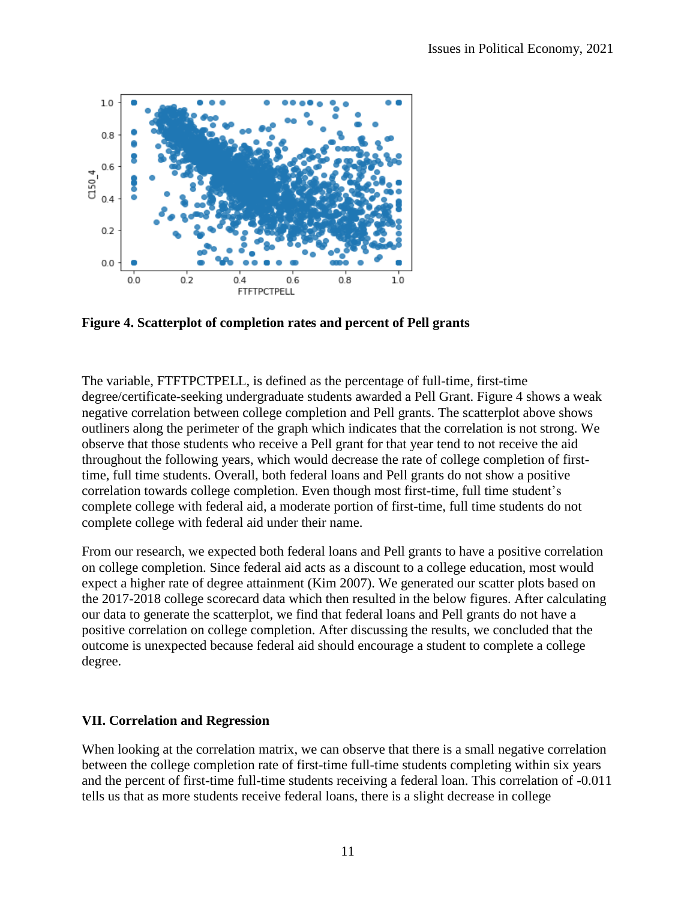**Figure 4. Scatterplot of completion rates and percent of Pell grants**

The variable, FTFTPCTPELL, is defined as the percentage of full-time, first-time degree/certificate-seeking undergraduate students awarded a Pell Grant. Figure 4 shows a weak negative correlation between college completion and Pell grants. The scatterplot above shows outliners along the perimeter of the graph which indicates that the correlation is not strong. We observe that those students who receive a Pell grant for that year tend to not receive the aid throughout the following years, which would decrease the rate of college completion of first-time, full time students. Overall, both federal loans and Pell grants do not show a positive correlation towards college completion. Even though most first-time, full time student's complete college with federal aid, a moderate portion of first-time, full time students do not complete college with federal aid under their name.

From our research, we expected both federal loans and Pell grants to have a positive correlation on college completion. Since federal aid acts as a discount to a college education, most would expect a higher rate of degree attainment (Kim 2007). We generated our scatter plots based on the 2017-2018 college scorecard data which then resulted in the below figures. After calculating our data to generate the scatterplot, we find that federal loans and Pell grants do not have a positive correlation on college completion. After discussing the results, we concluded that the outcome is unexpected because federal aid should encourage a student to complete a college degree.

## VII. Correlation and Regression

When looking at the correlation matrix, we can observe that there is a small negative correlation between the college completion rate of first-time full-time students completing within six years and the percent of first-time full-time students receiving a federal loan. This correlation of -0.011 tells us that as more students receive federal loans, there is a slight decrease in college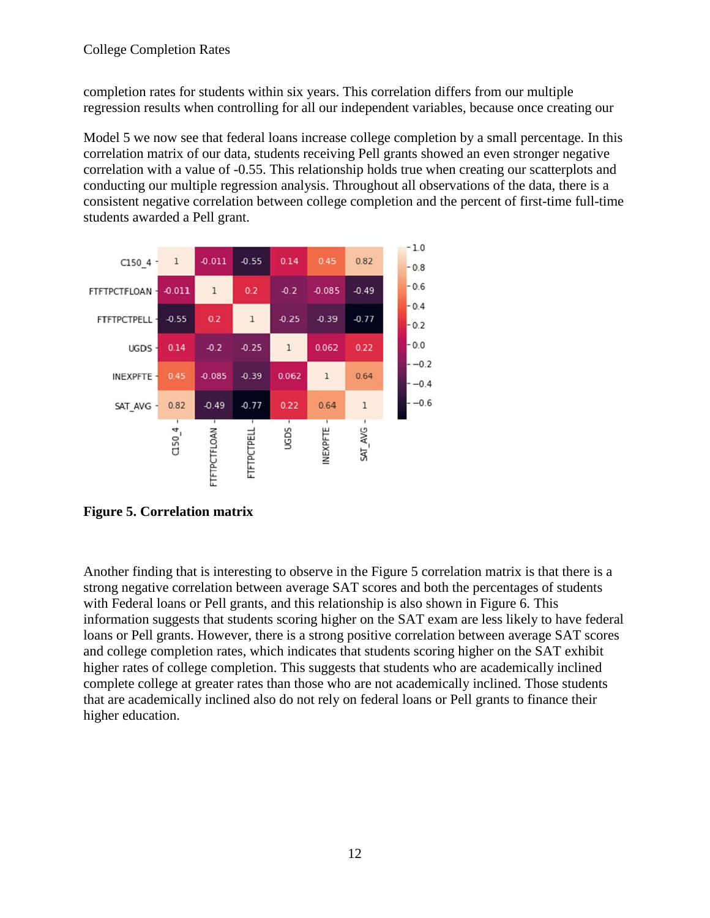completion rates for students within six years. This correlation differs from our multiple regression results when controlling for all our independent variables, because once creating our

Model 5 we now see that federal loans increase college completion by a small percentage. In this correlation matrix of our data, students receiving Pell grants showed an even stronger negative correlation with a value of -0.55. This relationship holds true when creating our scatterplots and conducting our multiple regression analysis. Throughout all observations of the data, there is a consistent negative correlation between college completion and the percent of first-time full-time students awarded a Pell grant.

| | C150_4 | FTFTPCTFLOAN | FTFTPCTPELL | UGDS | INEXPFTE | SAT_AVG |
|---|---|---|---|---|---|---|
| C150_4 | 1 | -0.011 | -0.55 | 0.14 | 0.45 | 0.82 |
| FTFTPCTFLOAN | -0.011 | 1 | 0.2 | -0.2 | -0.085 | -0.49 |
| FTFTPCTPELL | -0.55 | 0.2 | 1 | -0.25 | -0.39 | -0.77 |
| UGDS | 0.14 | -0.2 | -0.25 | 1 | 0.062 | 0.22 |
| INEXPFTE | 0.45 | -0.085 | -0.39 | 0.062 | 1 | 0.64 |
| SAT_AVG | 0.82 | -0.49 | -0.77 | 0.22 | 0.64 | 1 |

**Figure 5. Correlation matrix**

Another finding that is interesting to observe in the Figure 5 correlation matrix is that there is a strong negative correlation between average SAT scores and both the percentages of students with Federal loans or Pell grants, and this relationship is also shown in Figure 6. This information suggests that students scoring higher on the SAT exam are less likely to have federal loans or Pell grants. However, there is a strong positive correlation between average SAT scores and college completion rates, which indicates that students scoring higher on the SAT exhibit higher rates of college completion. This suggests that students who are academically inclined complete college at greater rates than those who are not academically inclined. Those students that are academically inclined also do not rely on federal loans or Pell grants to finance their higher education.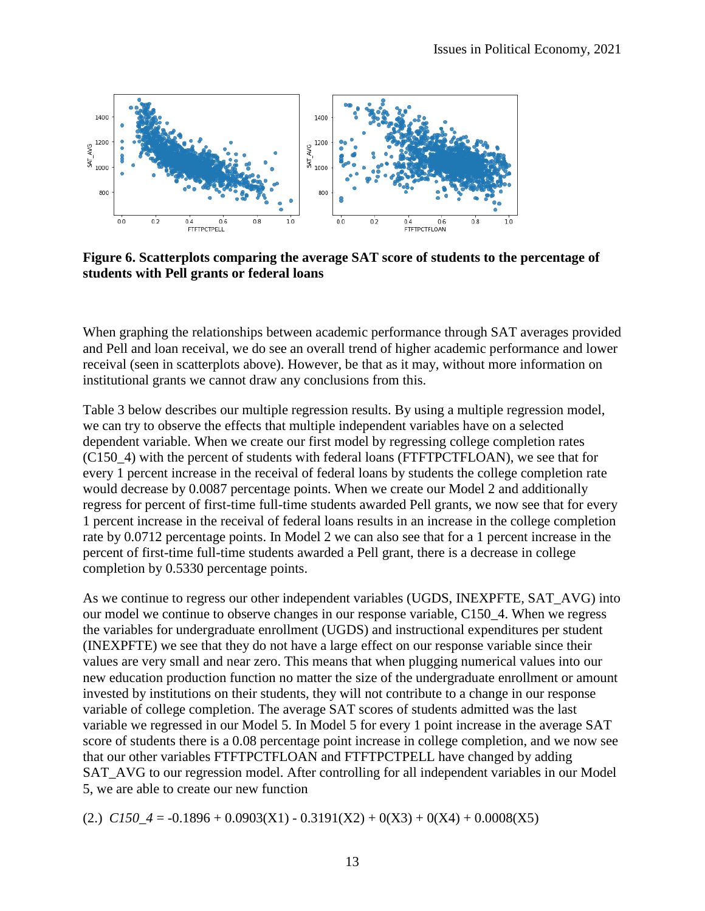**Figure 6. Scatterplots comparing the average SAT score of students to the percentage of students with Pell grants or federal loans**

When graphing the relationships between academic performance through SAT averages provided and Pell and loan receival, we do see an overall trend of higher academic performance and lower receival (seen in scatterplots above). However, be that as it may, without more information on institutional grants we cannot draw any conclusions from this.

Table 3 below describes our multiple regression results. By using a multiple regression model, we can try to observe the effects that multiple independent variables have on a selected dependent variable. When we create our first model by regressing college completion rates (C150_4) with the percent of students with federal loans (FTFTPCTFLOAN), we see that for every 1 percent increase in the receival of federal loans by students the college completion rate would decrease by 0.0087 percentage points. When we create our Model 2 and additionally regress for percent of first-time full-time students awarded Pell grants, we now see that for every 1 percent increase in the receival of federal loans results in an increase in the college completion rate by 0.0712 percentage points. In Model 2 we can also see that for a 1 percent increase in the percent of first-time full-time students awarded a Pell grant, there is a decrease in college completion by 0.5330 percentage points.

As we continue to regress our other independent variables (UGDS, INEXPFTE, SAT_AVG) into our model we continue to observe changes in our response variable, C150_4. When we regress the variables for undergraduate enrollment (UGDS) and instructional expenditures per student (INEXPFTE) we see that they do not have a large effect on our response variable since their values are very small and near zero. This means that when plugging numerical values into our new education production function no matter the size of the undergraduate enrollment or amount invested by institutions on their students, they will not contribute to a change in our response variable of college completion. The average SAT scores of students admitted was the last variable we regressed in our Model 5. In Model 5 for every 1 point increase in the average SAT score of students there is a 0.08 percentage point increase in college completion, and we now see that our other variables FTFTPCTFLOAN and FTFTPCTPELL have changed by adding SAT_AVG to our regression model. After controlling for all independent variables in our Model 5, we are able to create our new function

(2.) $C150\_4 = -0.1896 + 0.0903(X1) - 0.3191(X2) + 0(X3) + 0(X4) + 0.0008(X5)$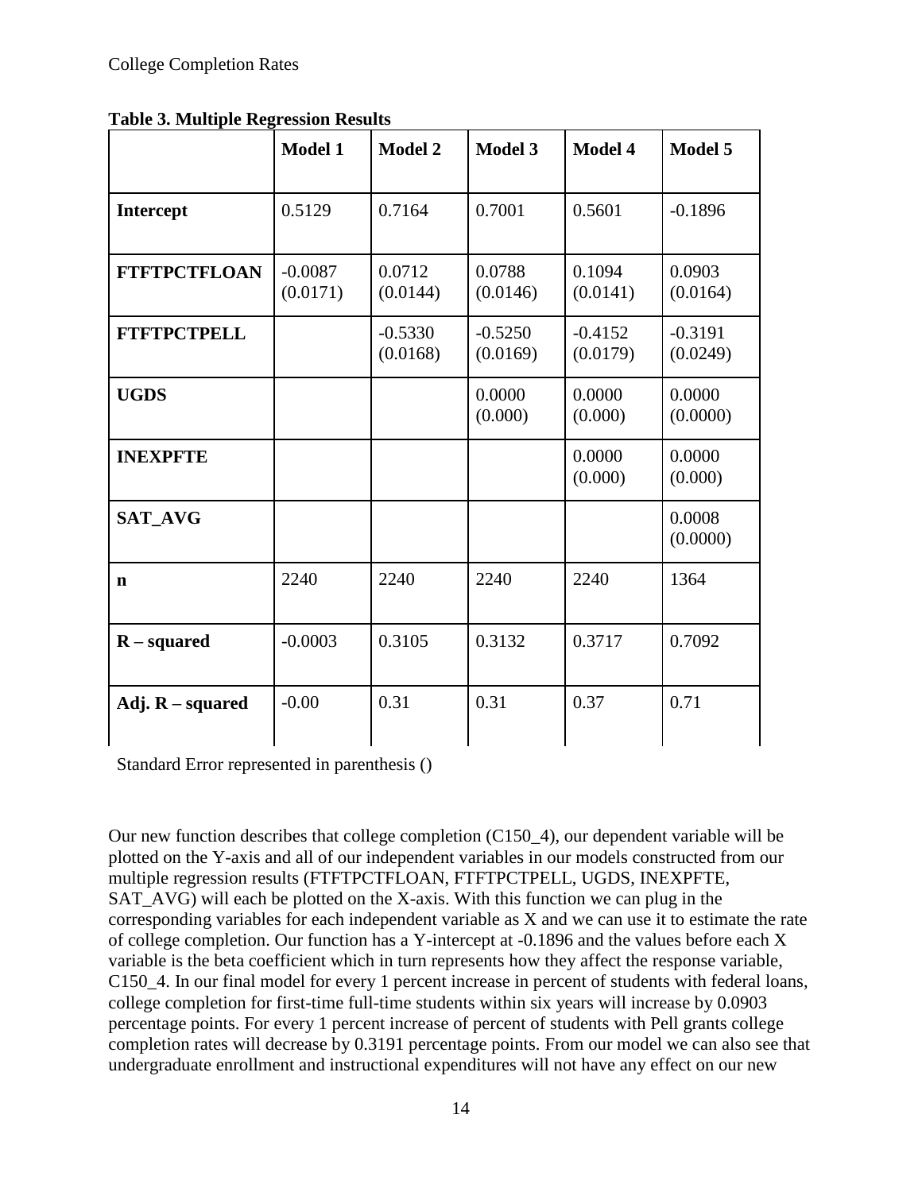**Table 3. Multiple Regression Results**

| | Model 1 | Model 2 | Model 3 | Model 4 | Model 5 |
|---|---|---|---|---|---|
| **Intercept** | 0.5129 | 0.7164 | 0.7001 | 0.5601 | -0.1896 |
| **FTFTPCTFLOAN** | -0.0087 (0.0171) | 0.0712 (0.0144) | 0.0788 (0.0146) | 0.1094 (0.0141) | 0.0903 (0.0164) |
| **FTFTPCTPELL** | | -0.5330 (0.0168) | -0.5250 (0.0169) | -0.4152 (0.0179) | -0.3191 (0.0249) |
| **UGDS** | | | 0.0000 (0.000) | 0.0000 (0.000) | 0.0000 (0.0000) |
| **INEXPFTE** | | | | 0.0000 (0.000) | 0.0000 (0.000) |
| **SAT_AVG** | | | | | 0.0008 (0.0000) |
| **n** | 2240 | 2240 | 2240 | 2240 | 1364 |
| **R – squared** | -0.0003 | 0.3105 | 0.3132 | 0.3717 | 0.7092 |
| **Adj. R – squared** | -0.00 | 0.31 | 0.31 | 0.37 | 0.71 |

Standard Error represented in parenthesis ()

Our new function describes that college completion (C150_4), our dependent variable will be plotted on the Y-axis and all of our independent variables in our models constructed from our multiple regression results (FTFTPCTFLOAN, FTFTPCTPELL, UGDS, INEXPFTE, SAT_AVG) will each be plotted on the X-axis. With this function we can plug in the corresponding variables for each independent variable as X and we can use it to estimate the rate of college completion. Our function has a Y-intercept at -0.1896 and the values before each X variable is the beta coefficient which in turn represents how they affect the response variable, C150_4. In our final model for every 1 percent increase in percent of students with federal loans, college completion for first-time full-time students within six years will increase by 0.0903 percentage points. For every 1 percent increase of percent of students with Pell grants college completion rates will decrease by 0.3191 percentage points. From our model we can also see that undergraduate enrollment and instructional expenditures will not have any effect on our new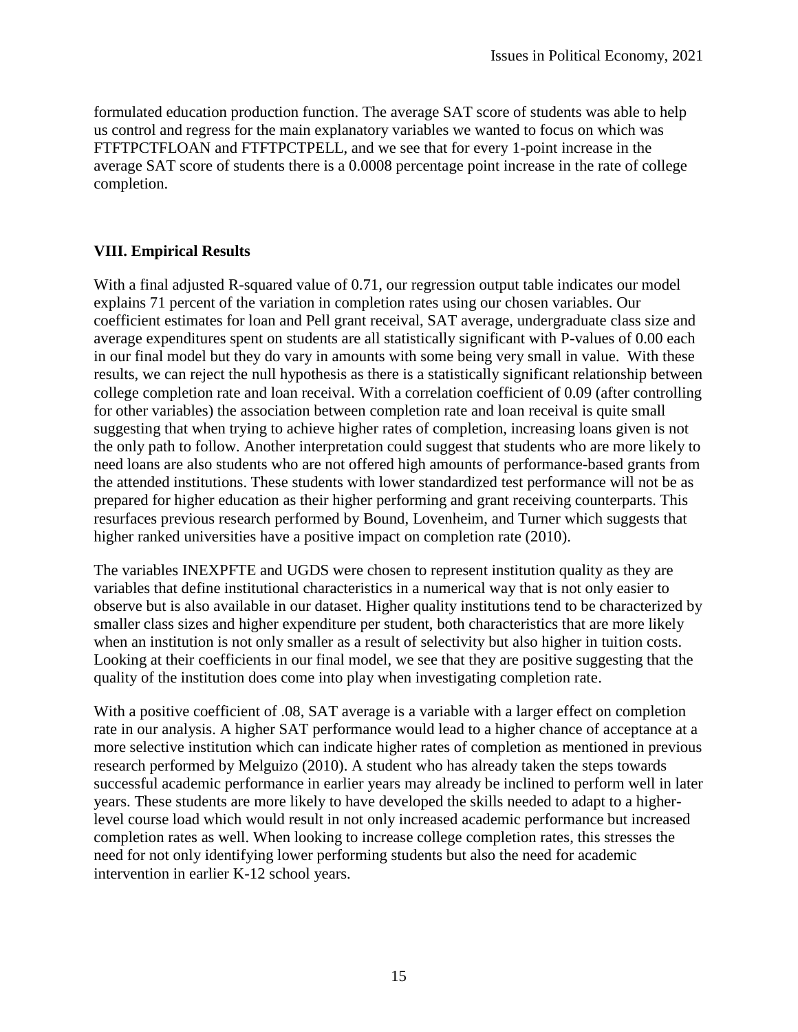formulated education production function. The average SAT score of students was able to help us control and regress for the main explanatory variables we wanted to focus on which was FTFTPCTFLOAN and FTFTPCTPELL, and we see that for every 1-point increase in the average SAT score of students there is a 0.0008 percentage point increase in the rate of college completion.

## VIII. Empirical Results

With a final adjusted R-squared value of 0.71, our regression output table indicates our model explains 71 percent of the variation in completion rates using our chosen variables. Our coefficient estimates for loan and Pell grant receival, SAT average, undergraduate class size and average expenditures spent on students are all statistically significant with P-values of 0.00 each in our final model but they do vary in amounts with some being very small in value. With these results, we can reject the null hypothesis as there is a statistically significant relationship between college completion rate and loan receival. With a correlation coefficient of 0.09 (after controlling for other variables) the association between completion rate and loan receival is quite small suggesting that when trying to achieve higher rates of completion, increasing loans given is not the only path to follow. Another interpretation could suggest that students who are more likely to need loans are also students who are not offered high amounts of performance-based grants from the attended institutions. These students with lower standardized test performance will not be as prepared for higher education as their higher performing and grant receiving counterparts. This resurfaces previous research performed by Bound, Lovenheim, and Turner which suggests that higher ranked universities have a positive impact on completion rate (2010).

The variables INEXPFTE and UGDS were chosen to represent institution quality as they are variables that define institutional characteristics in a numerical way that is not only easier to observe but is also available in our dataset. Higher quality institutions tend to be characterized by smaller class sizes and higher expenditure per student, both characteristics that are more likely when an institution is not only smaller as a result of selectivity but also higher in tuition costs. Looking at their coefficients in our final model, we see that they are positive suggesting that the quality of the institution does come into play when investigating completion rate.

With a positive coefficient of .08, SAT average is a variable with a larger effect on completion rate in our analysis. A higher SAT performance would lead to a higher chance of acceptance at a more selective institution which can indicate higher rates of completion as mentioned in previous research performed by Melguizo (2010). A student who has already taken the steps towards successful academic performance in earlier years may already be inclined to perform well in later years. These students are more likely to have developed the skills needed to adapt to a higher-level course load which would result in not only increased academic performance but increased completion rates as well. When looking to increase college completion rates, this stresses the need for not only identifying lower performing students but also the need for academic intervention in earlier K-12 school years.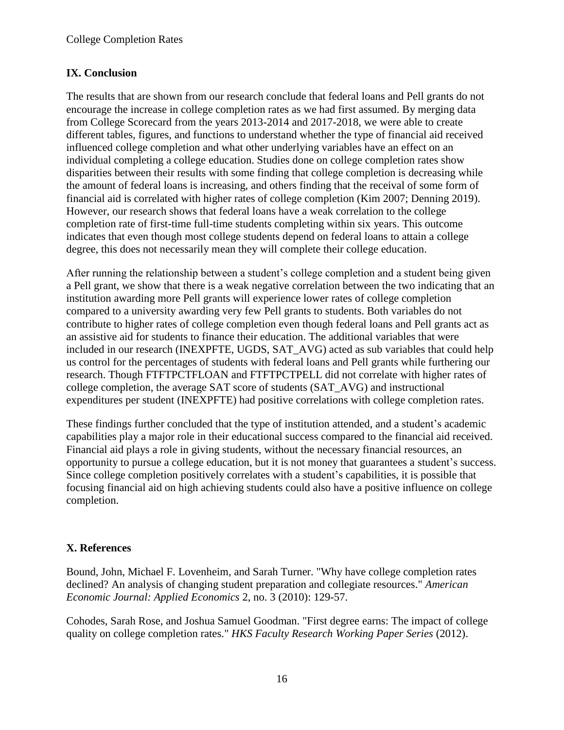## IX. Conclusion

The results that are shown from our research conclude that federal loans and Pell grants do not encourage the increase in college completion rates as we had first assumed. By merging data from College Scorecard from the years 2013-2014 and 2017-2018, we were able to create different tables, figures, and functions to understand whether the type of financial aid received influenced college completion and what other underlying variables have an effect on an individual completing a college education. Studies done on college completion rates show disparities between their results with some finding that college completion is decreasing while the amount of federal loans is increasing, and others finding that the receival of some form of financial aid is correlated with higher rates of college completion (Kim 2007; Denning 2019). However, our research shows that federal loans have a weak correlation to the college completion rate of first-time full-time students completing within six years. This outcome indicates that even though most college students depend on federal loans to attain a college degree, this does not necessarily mean they will complete their college education.

After running the relationship between a student's college completion and a student being given a Pell grant, we show that there is a weak negative correlation between the two indicating that an institution awarding more Pell grants will experience lower rates of college completion compared to a university awarding very few Pell grants to students. Both variables do not contribute to higher rates of college completion even though federal loans and Pell grants act as an assistive aid for students to finance their education. The additional variables that were included in our research (INEXPFTE, UGDS, SAT_AVG) acted as sub variables that could help us control for the percentages of students with federal loans and Pell grants while furthering our research. Though FTFTPCTFLOAN and FTFTPCTPELL did not correlate with higher rates of college completion, the average SAT score of students (SAT_AVG) and instructional expenditures per student (INEXPFTE) had positive correlations with college completion rates.

These findings further concluded that the type of institution attended, and a student's academic capabilities play a major role in their educational success compared to the financial aid received. Financial aid plays a role in giving students, without the necessary financial resources, an opportunity to pursue a college education, but it is not money that guarantees a student's success. Since college completion positively correlates with a student's capabilities, it is possible that focusing financial aid on high achieving students could also have a positive influence on college completion.

## X. References

Bound, John, Michael F. Lovenheim, and Sarah Turner. "Why have college completion rates declined? An analysis of changing student preparation and collegiate resources." *American Economic Journal: Applied Economics* 2, no. 3 (2010): 129-57.

Cohodes, Sarah Rose, and Joshua Samuel Goodman. "First degree earns: The impact of college quality on college completion rates." *HKS Faculty Research Working Paper Series* (2012).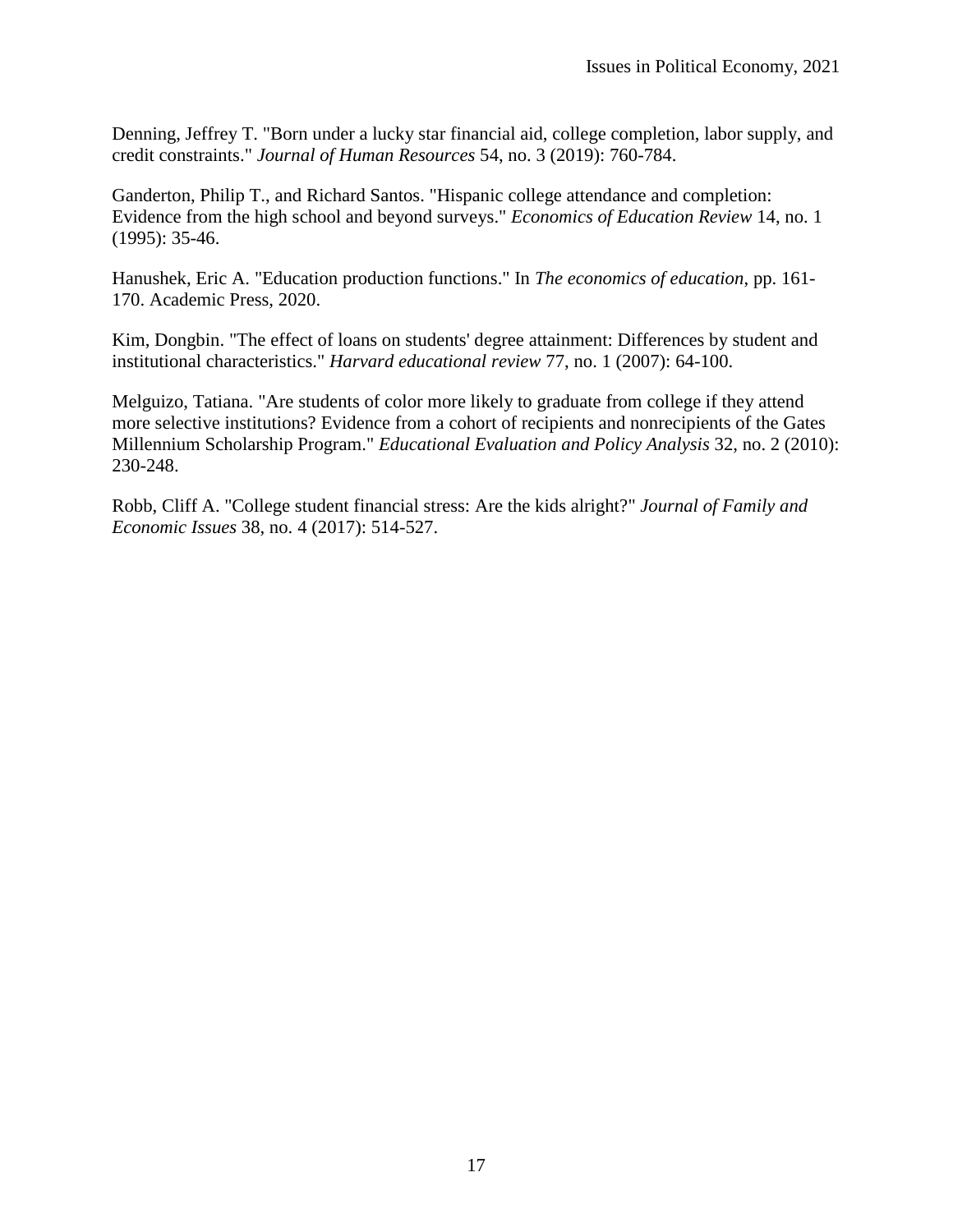Denning, Jeffrey T. "Born under a lucky star financial aid, college completion, labor supply, and credit constraints." *Journal of Human Resources* 54, no. 3 (2019): 760-784.

Ganderton, Philip T., and Richard Santos. "Hispanic college attendance and completion: Evidence from the high school and beyond surveys." *Economics of Education Review* 14, no. 1 (1995): 35-46.

Hanushek, Eric A. "Education production functions." In *The economics of education*, pp. 161-170. Academic Press, 2020.

Kim, Dongbin. "The effect of loans on students' degree attainment: Differences by student and institutional characteristics." *Harvard educational review* 77, no. 1 (2007): 64-100.

Melguizo, Tatiana. "Are students of color more likely to graduate from college if they attend more selective institutions? Evidence from a cohort of recipients and nonrecipients of the Gates Millennium Scholarship Program." *Educational Evaluation and Policy Analysis* 32, no. 2 (2010): 230-248.

Robb, Cliff A. "College student financial stress: Are the kids alright?" *Journal of Family and Economic Issues* 38, no. 4 (2017): 514-527.